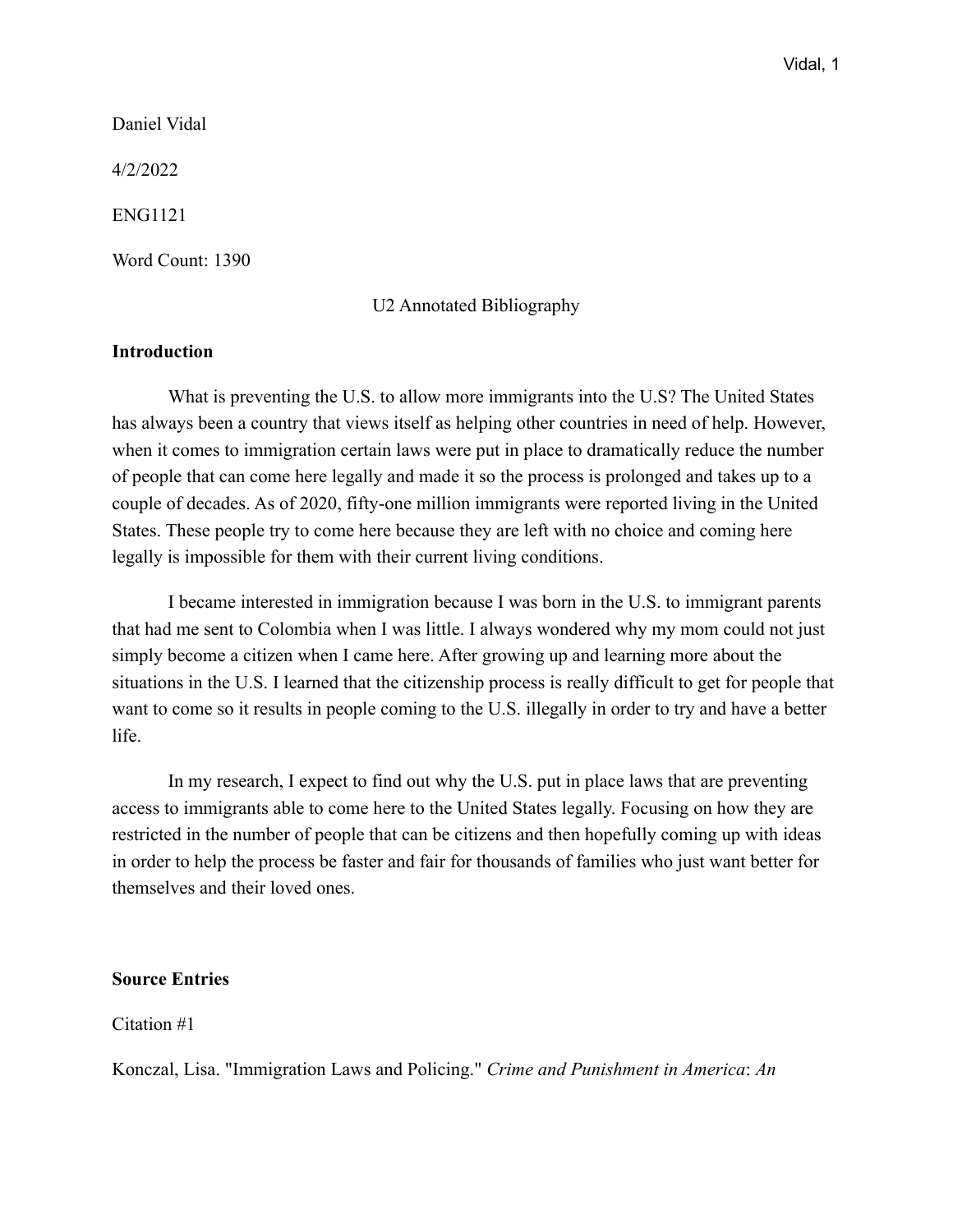Daniel Vidal

4/2/2022

ENG1121

Word Count: 1390

U2 Annotated Bibliography

**Introduction**

What is preventing the U.S. to allow more immigrants into the U.S? The United States has always been a country that views itself as helping other countries in need of help. However, when it comes to immigration certain laws were put in place to dramatically reduce the number of people that can come here legally and made it so the process is prolonged and takes up to a couple of decades. As of 2020, fifty-one million immigrants were reported living in the United States. These people try to come here because they are left with no choice and coming here legally is impossible for them with their current living conditions.

I became interested in immigration because I was born in the U.S. to immigrant parents that had me sent to Colombia when I was little. I always wondered why my mom could not just simply become a citizen when I came here. After growing up and learning more about the situations in the U.S. I learned that the citizenship process is really difficult to get for people that want to come so it results in people coming to the U.S. illegally in order to try and have a better life.

In my research, I expect to find out why the U.S. put in place laws that are preventing access to immigrants able to come here to the United States legally. Focusing on how they are restricted in the number of people that can be citizens and then hopefully coming up with ideas in order to help the process be faster and fair for thousands of families who just want better for themselves and their loved ones.

**Source Entries**

Citation #1

Konczal, Lisa. "Immigration Laws and Policing." *Crime and Punishment in America*: *An*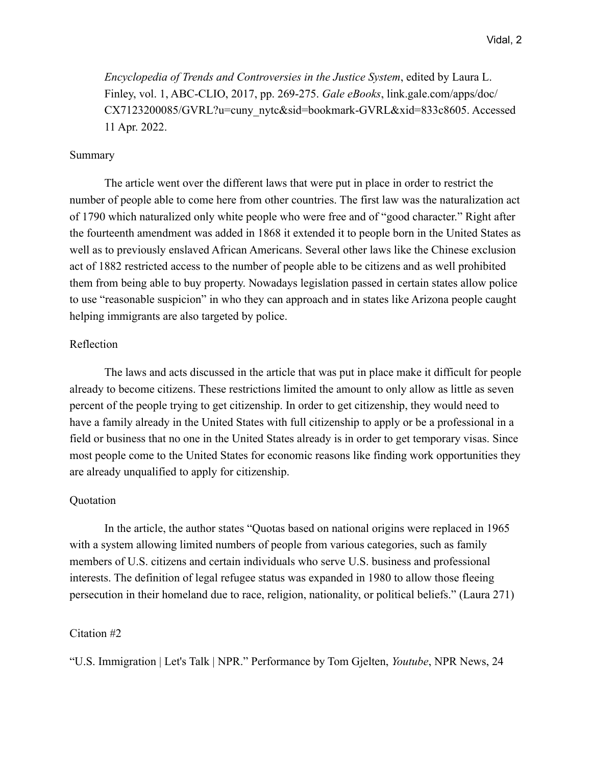*Encyclopedia of Trends and Controversies in the Justice System*, edited by Laura L. Finley, vol. 1, ABC-CLIO, 2017, pp. 269-275. *Gale eBooks*, link.gale.com/apps/doc/CX7123200085/GVRL?u=cuny_nytc&sid=bookmark-GVRL&xid=833c8605. Accessed 11 Apr. 2022.

Summary

The article went over the different laws that were put in place in order to restrict the number of people able to come here from other countries. The first law was the naturalization act of 1790 which naturalized only white people who were free and of "good character." Right after the fourteenth amendment was added in 1868 it extended it to people born in the United States as well as to previously enslaved African Americans. Several other laws like the Chinese exclusion act of 1882 restricted access to the number of people able to be citizens and as well prohibited them from being able to buy property. Nowadays legislation passed in certain states allow police to use "reasonable suspicion" in who they can approach and in states like Arizona people caught helping immigrants are also targeted by police.

Reflection

The laws and acts discussed in the article that was put in place make it difficult for people already to become citizens. These restrictions limited the amount to only allow as little as seven percent of the people trying to get citizenship. In order to get citizenship, they would need to have a family already in the United States with full citizenship to apply or be a professional in a field or business that no one in the United States already is in order to get temporary visas. Since most people come to the United States for economic reasons like finding work opportunities they are already unqualified to apply for citizenship.

Quotation

In the article, the author states "Quotas based on national origins were replaced in 1965 with a system allowing limited numbers of people from various categories, such as family members of U.S. citizens and certain individuals who serve U.S. business and professional interests. The definition of legal refugee status was expanded in 1980 to allow those fleeing persecution in their homeland due to race, religion, nationality, or political beliefs." (Laura 271)

Citation #2

"U.S. Immigration | Let's Talk | NPR." Performance by Tom Gjelten, *Youtube*, NPR News, 24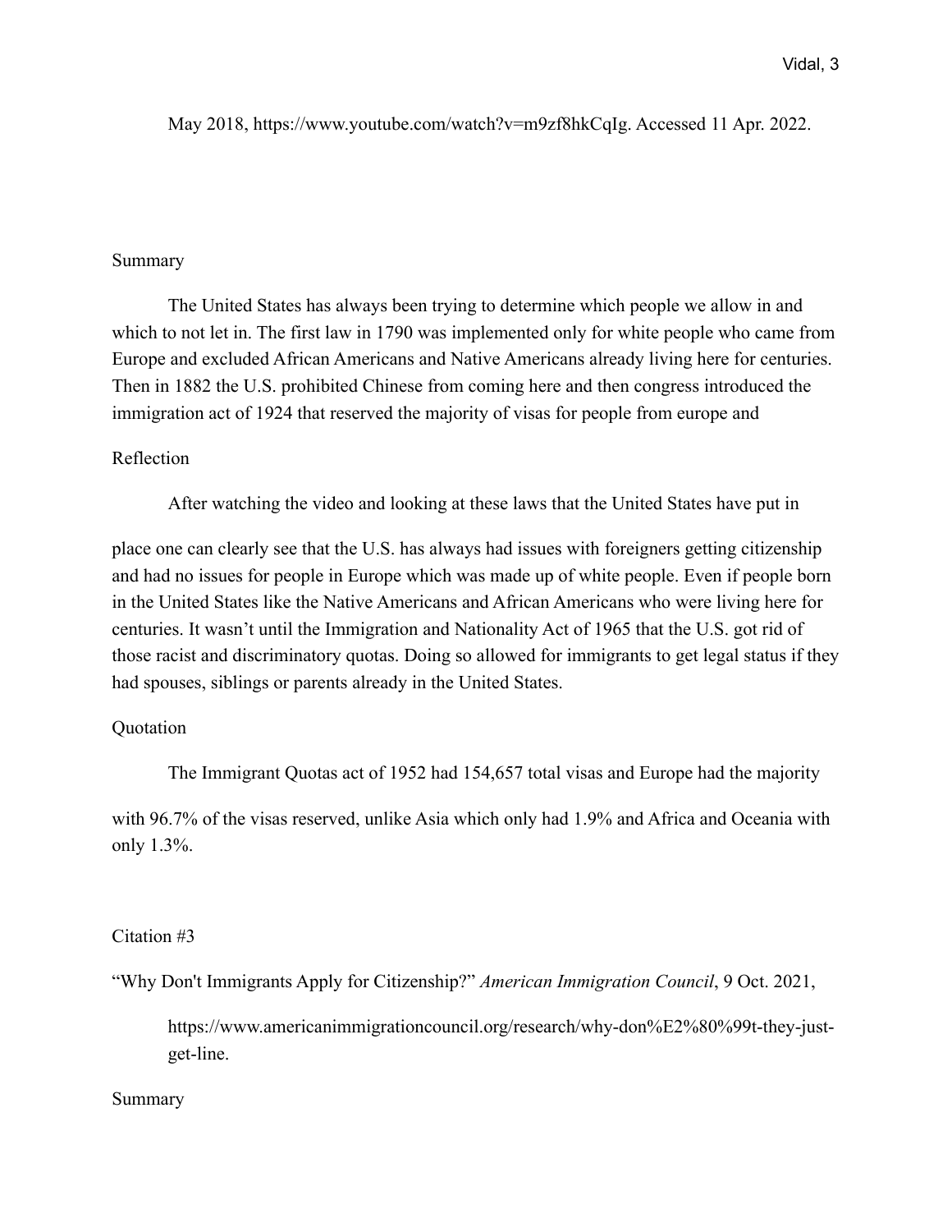May 2018, https://www.youtube.com/watch?v=m9zf8hkCqIg. Accessed 11 Apr. 2022.

Summary

The United States has always been trying to determine which people we allow in and which to not let in. The first law in 1790 was implemented only for white people who came from Europe and excluded African Americans and Native Americans already living here for centuries. Then in 1882 the U.S. prohibited Chinese from coming here and then congress introduced the immigration act of 1924 that reserved the majority of visas for people from europe and

Reflection

After watching the video and looking at these laws that the United States have put in place one can clearly see that the U.S. has always had issues with foreigners getting citizenship and had no issues for people in Europe which was made up of white people. Even if people born in the United States like the Native Americans and African Americans who were living here for centuries. It wasn't until the Immigration and Nationality Act of 1965 that the U.S. got rid of those racist and discriminatory quotas. Doing so allowed for immigrants to get legal status if they had spouses, siblings or parents already in the United States.

Quotation

The Immigrant Quotas act of 1952 had 154,657 total visas and Europe had the majority with 96.7% of the visas reserved, unlike Asia which only had 1.9% and Africa and Oceania with only 1.3%.

Citation #3

"Why Don't Immigrants Apply for Citizenship?" *American Immigration Council*, 9 Oct. 2021, https://www.americanimmigrationcouncil.org/research/why-don%E2%80%99t-they-just-get-line.

Summary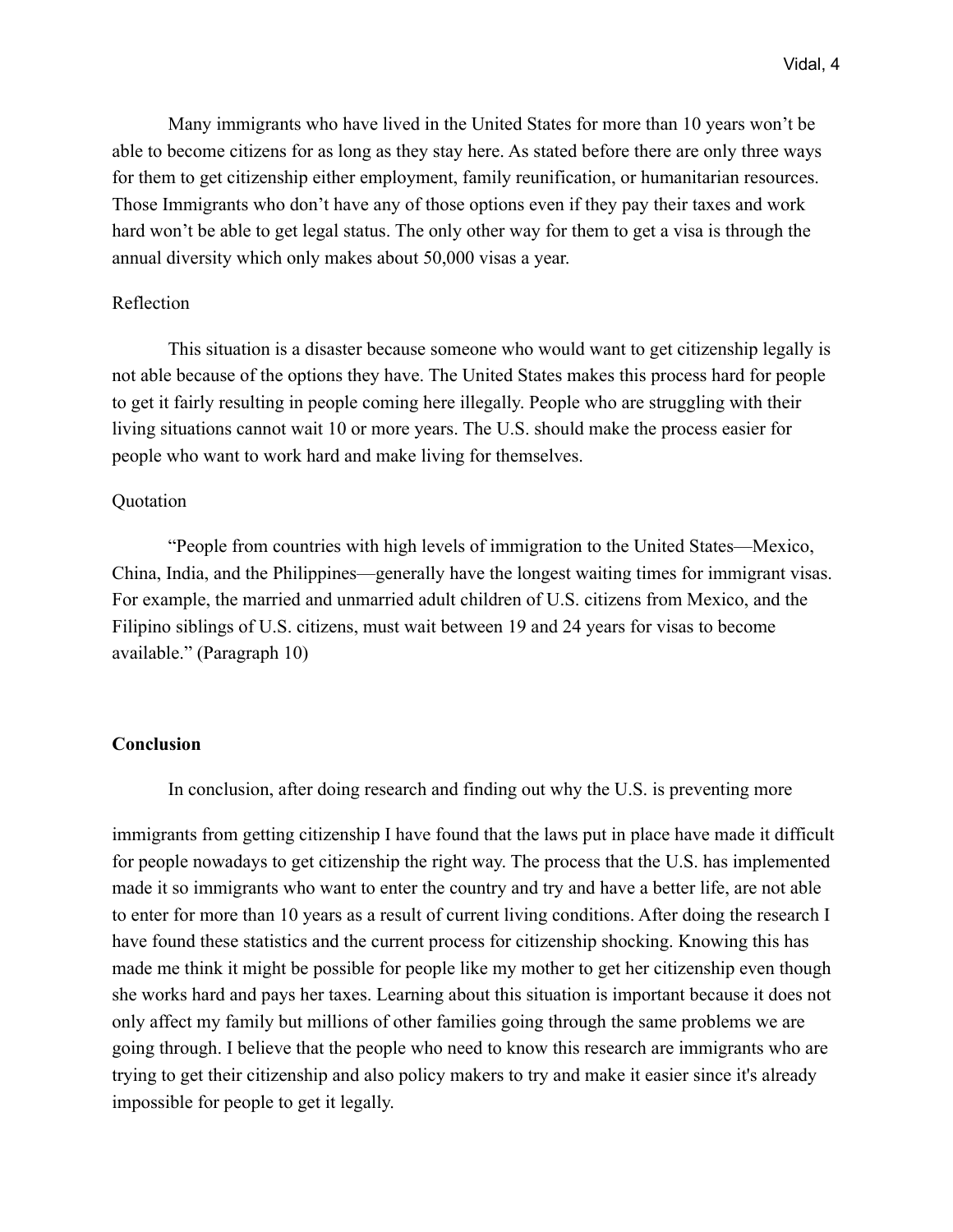Many immigrants who have lived in the United States for more than 10 years won't be able to become citizens for as long as they stay here. As stated before there are only three ways for them to get citizenship either employment, family reunification, or humanitarian resources. Those Immigrants who don't have any of those options even if they pay their taxes and work hard won't be able to get legal status. The only other way for them to get a visa is through the annual diversity which only makes about 50,000 visas a year.

Reflection

This situation is a disaster because someone who would want to get citizenship legally is not able because of the options they have. The United States makes this process hard for people to get it fairly resulting in people coming here illegally. People who are struggling with their living situations cannot wait 10 or more years. The U.S. should make the process easier for people who want to work hard and make living for themselves.

Quotation

"People from countries with high levels of immigration to the United States—Mexico, China, India, and the Philippines—generally have the longest waiting times for immigrant visas. For example, the married and unmarried adult children of U.S. citizens from Mexico, and the Filipino siblings of U.S. citizens, must wait between 19 and 24 years for visas to become available." (Paragraph 10)

**Conclusion**

In conclusion, after doing research and finding out why the U.S. is preventing more immigrants from getting citizenship I have found that the laws put in place have made it difficult for people nowadays to get citizenship the right way. The process that the U.S. has implemented made it so immigrants who want to enter the country and try and have a better life, are not able to enter for more than 10 years as a result of current living conditions. After doing the research I have found these statistics and the current process for citizenship shocking. Knowing this has made me think it might be possible for people like my mother to get her citizenship even though she works hard and pays her taxes. Learning about this situation is important because it does not only affect my family but millions of other families going through the same problems we are going through. I believe that the people who need to know this research are immigrants who are trying to get their citizenship and also policy makers to try and make it easier since it's already impossible for people to get it legally.